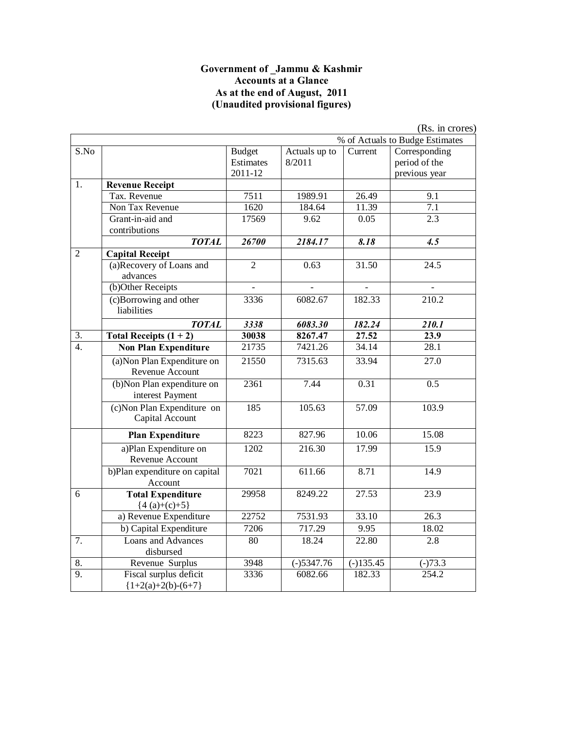**Government of _Jammu & Kashmir**
**Accounts at a Glance**
**As at the end of August, 2011**
**(Unaudited provisional figures)**

(Rs. in crores)

| S.No | | Budget Estimates 2011-12 | Actuals up to 8/2011 | % of Actuals to Budge Estimates | |
|---|---|---|---|---|---|
| | | | | Current | Corresponding period of the previous year |
| 1. | **Revenue Receipt** | | | | |
| | Tax. Revenue | 7511 | 1989.91 | 26.49 | 9.1 |
| | Non Tax Revenue | 1620 | 184.64 | 11.39 | 7.1 |
| | Grant-in-aid and contributions | 17569 | 9.62 | 0.05 | 2.3 |
| | ***TOTAL*** | ***26700*** | ***2184.17*** | ***8.18*** | ***4.5*** |
| 2 | **Capital Receipt** | | | | |
| | (a)Recovery of Loans and advances | 2 | 0.63 | 31.50 | 24.5 |
| | (b)Other Receipts | - | - | - | - |
| | (c)Borrowing and other liabilities | 3336 | 6082.67 | 182.33 | 210.2 |
| | ***TOTAL*** | ***3338*** | ***6083.30*** | ***182.24*** | ***210.1*** |
| 3. | **Total Receipts (1 + 2)** | **30038** | **8267.47** | **27.52** | **23.9** |
| 4. | **Non Plan Expenditure** | 21735 | 7421.26 | 34.14 | 28.1 |
| | (a)Non Plan Expenditure on Revenue Account | 21550 | 7315.63 | 33.94 | 27.0 |
| | (b)Non Plan expenditure on interest Payment | 2361 | 7.44 | 0.31 | 0.5 |
| | (c)Non Plan Expenditure on Capital Account | 185 | 105.63 | 57.09 | 103.9 |
| | **Plan Expenditure** | 8223 | 827.96 | 10.06 | 15.08 |
| | a)Plan Expenditure on Revenue Account | 1202 | 216.30 | 17.99 | 15.9 |
| | b)Plan expenditure on capital Account | 7021 | 611.66 | 8.71 | 14.9 |
| 6 | **Total Expenditure** {4 (a)+(c)+5} | 29958 | 8249.22 | 27.53 | 23.9 |
| | a) Revenue Expenditure | 22752 | 7531.93 | 33.10 | 26.3 |
| | b) Capital Expenditure | 7206 | 717.29 | 9.95 | 18.02 |
| 7. | Loans and Advances disbursed | 80 | 18.24 | 22.80 | 2.8 |
| 8. | Revenue Surplus | 3948 | (-)5347.76 | (-)135.45 | (-)73.3 |
| 9. | Fiscal surplus deficit {1+2(a)+2(b)-(6+7} | 3336 | 6082.66 | 182.33 | 254.2 |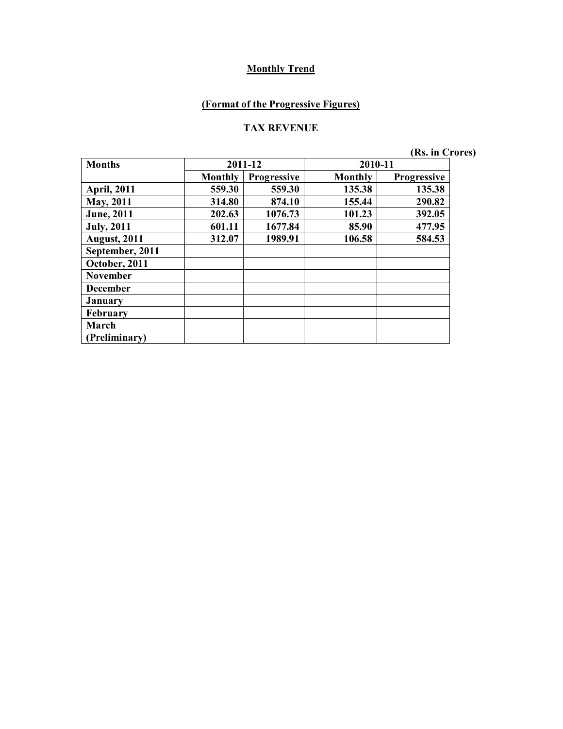**Monthly Trend**

**(Format of the Progressive Figures)**

**TAX REVENUE**

**(Rs. in Crores)**

| Months | 2011-12 | | 2010-11 | |
|---|---|---|---|---|
| | Monthly | Progressive | Monthly | Progressive |
| April, 2011 | 559.30 | 559.30 | 135.38 | 135.38 |
| May, 2011 | 314.80 | 874.10 | 155.44 | 290.82 |
| June, 2011 | 202.63 | 1076.73 | 101.23 | 392.05 |
| July, 2011 | 601.11 | 1677.84 | 85.90 | 477.95 |
| August, 2011 | 312.07 | 1989.91 | 106.58 | 584.53 |
| September, 2011 | | | | |
| October, 2011 | | | | |
| November | | | | |
| December | | | | |
| January | | | | |
| February | | | | |
| March (Preliminary) | | | | |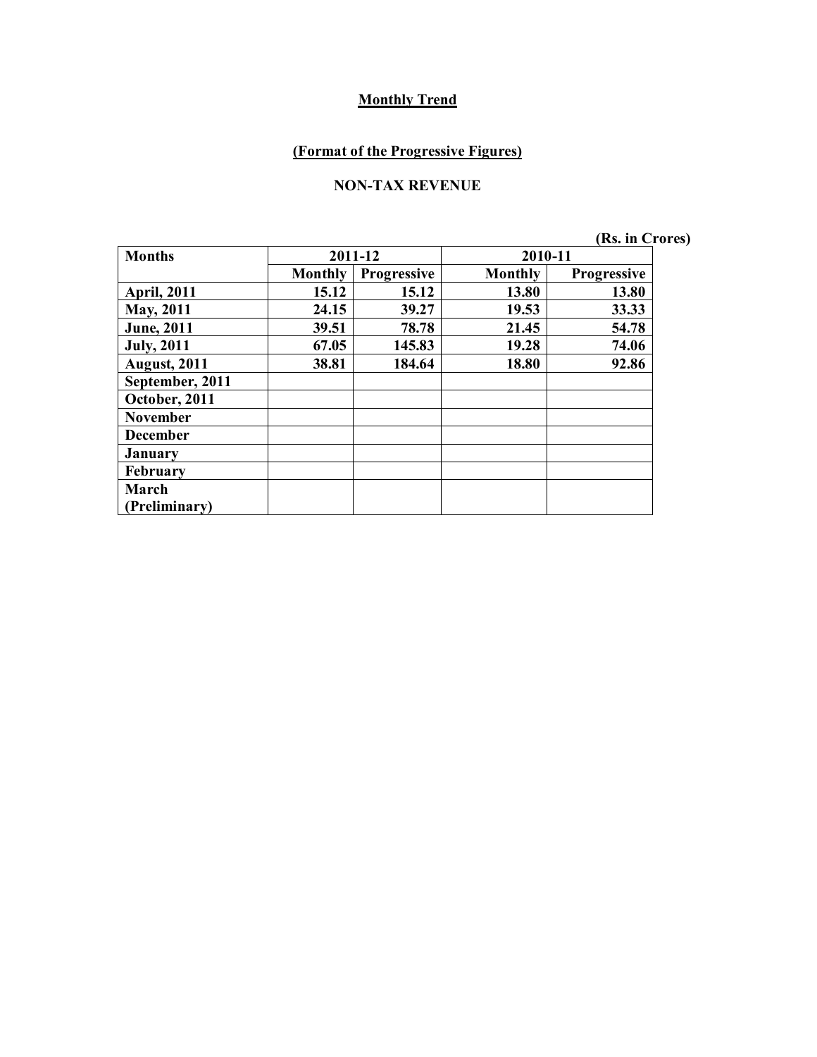## Monthly Trend

### (Format of the Progressive Figures)

### NON-TAX REVENUE

(Rs. in Crores)

| Months | 2011-12 | | 2010-11 | |
|---|---|---|---|---|
| | Monthly | Progressive | Monthly | Progressive |
| **April, 2011** | **15.12** | **15.12** | **13.80** | **13.80** |
| **May, 2011** | **24.15** | **39.27** | **19.53** | **33.33** |
| **June, 2011** | **39.51** | **78.78** | **21.45** | **54.78** |
| **July, 2011** | **67.05** | **145.83** | **19.28** | **74.06** |
| **August, 2011** | **38.81** | **184.64** | **18.80** | **92.86** |
| **September, 2011** | | | | |
| **October, 2011** | | | | |
| **November** | | | | |
| **December** | | | | |
| **January** | | | | |
| **February** | | | | |
| **March (Preliminary)** | | | | |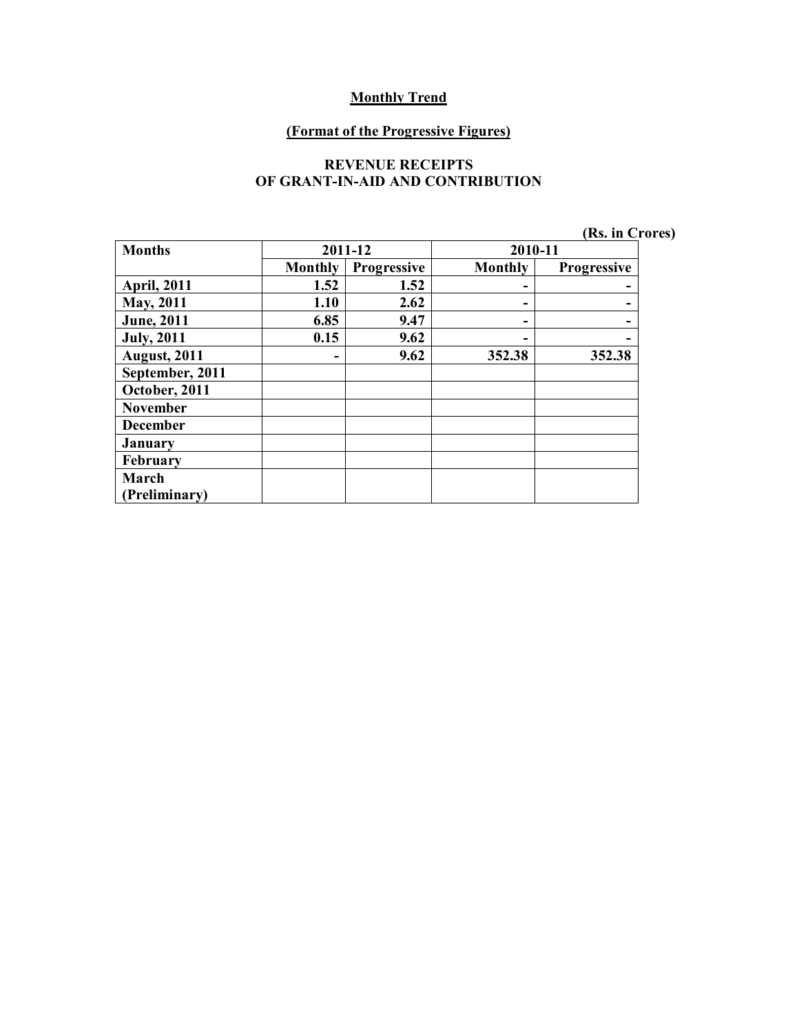**Monthly Trend**

**(Format of the Progressive Figures)**

**REVENUE RECEIPTS**
**OF GRANT-IN-AID AND CONTRIBUTION**

**(Rs. in Crores)**

| Months | 2011-12 | | 2010-11 | |
|---|---|---|---|---|
| | Monthly | Progressive | Monthly | Progressive |
| April, 2011 | 1.52 | 1.52 | - | - |
| May, 2011 | 1.10 | 2.62 | - | - |
| June, 2011 | 6.85 | 9.47 | - | - |
| July, 2011 | 0.15 | 9.62 | - | - |
| August, 2011 | - | 9.62 | 352.38 | 352.38 |
| September, 2011 | | | | |
| October, 2011 | | | | |
| November | | | | |
| December | | | | |
| January | | | | |
| February | | | | |
| March (Preliminary) | | | | |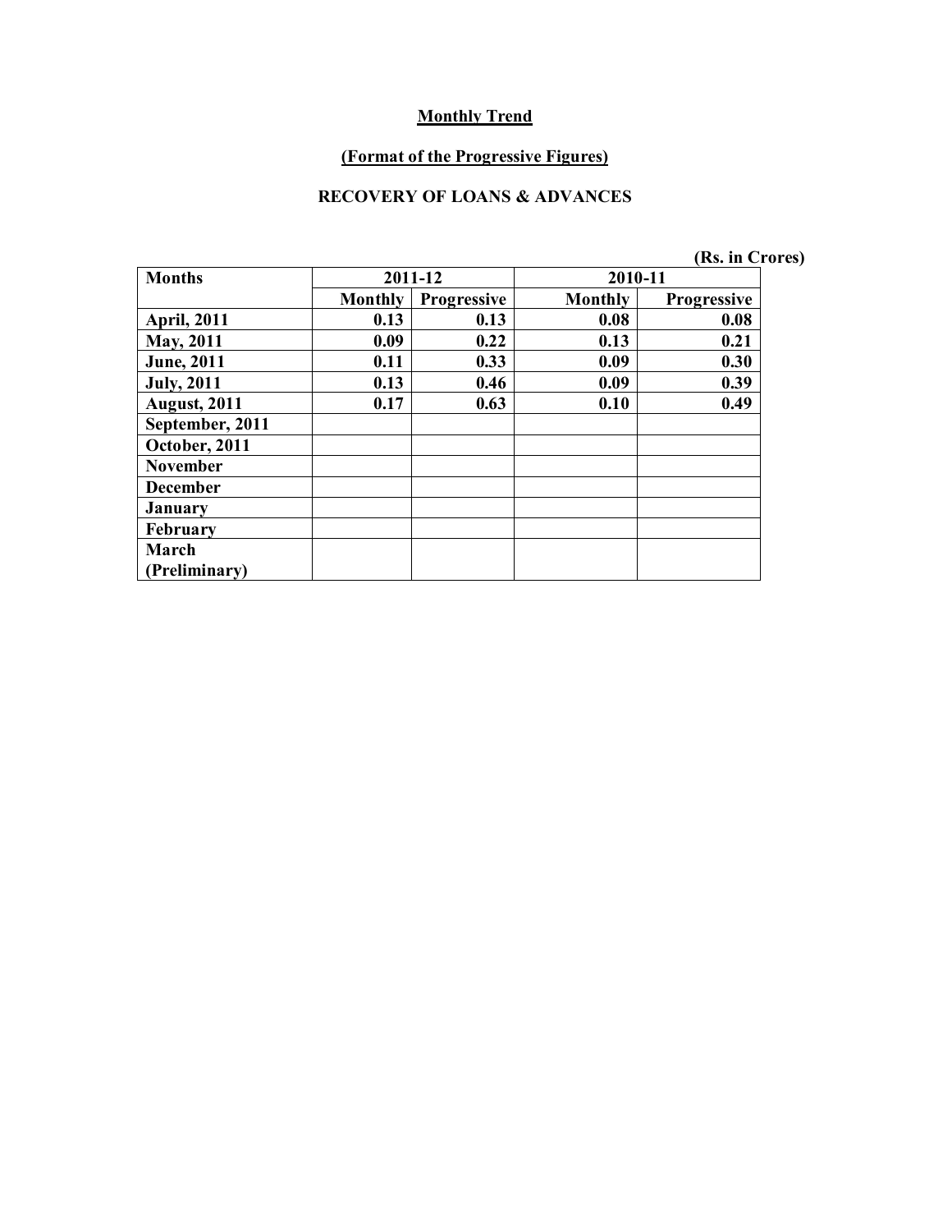## Monthly Trend

### (Format of the Progressive Figures)

### RECOVERY OF LOANS & ADVANCES

(Rs. in Crores)

| Months | 2011-12 | | 2010-11 | |
|---|---|---|---|---|
| | Monthly | Progressive | Monthly | Progressive |
| April, 2011 | 0.13 | 0.13 | 0.08 | 0.08 |
| May, 2011 | 0.09 | 0.22 | 0.13 | 0.21 |
| June, 2011 | 0.11 | 0.33 | 0.09 | 0.30 |
| July, 2011 | 0.13 | 0.46 | 0.09 | 0.39 |
| August, 2011 | 0.17 | 0.63 | 0.10 | 0.49 |
| September, 2011 | | | | |
| October, 2011 | | | | |
| November | | | | |
| December | | | | |
| January | | | | |
| February | | | | |
| March (Preliminary) | | | | |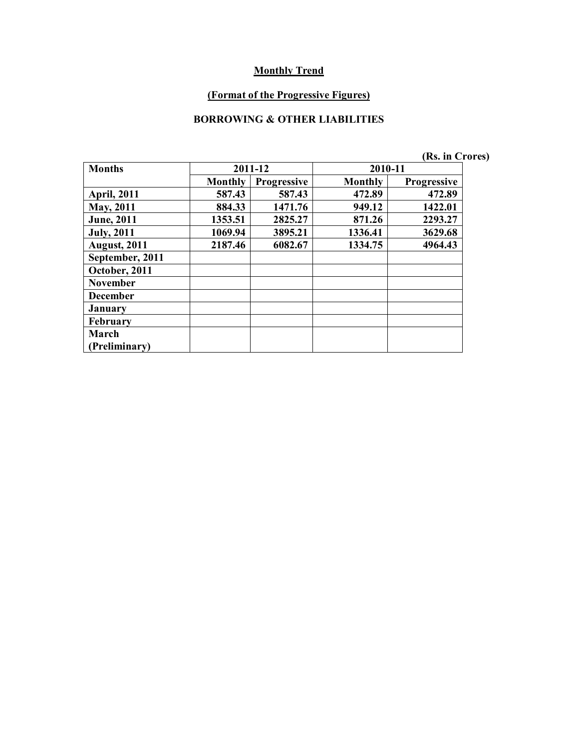**Monthly Trend**

**(Format of the Progressive Figures)**

**BORROWING & OTHER LIABILITIES**

**(Rs. in Crores)**

| Months | 2011-12 | | 2010-11 | |
|---|---|---|---|---|
| | Monthly | Progressive | Monthly | Progressive |
| April, 2011 | 587.43 | 587.43 | 472.89 | 472.89 |
| May, 2011 | 884.33 | 1471.76 | 949.12 | 1422.01 |
| June, 2011 | 1353.51 | 2825.27 | 871.26 | 2293.27 |
| July, 2011 | 1069.94 | 3895.21 | 1336.41 | 3629.68 |
| August, 2011 | 2187.46 | 6082.67 | 1334.75 | 4964.43 |
| September, 2011 | | | | |
| October, 2011 | | | | |
| November | | | | |
| December | | | | |
| January | | | | |
| February | | | | |
| March (Preliminary) | | | | |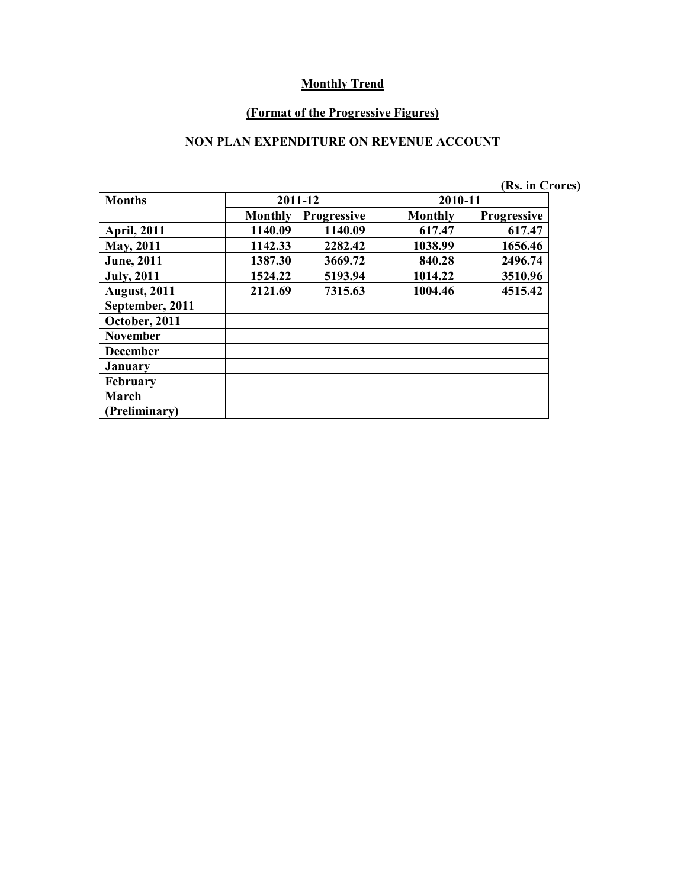**Monthly Trend**

**(Format of the Progressive Figures)**

**NON PLAN EXPENDITURE ON REVENUE ACCOUNT**

(Rs. in Crores)

| Months | 2011-12 | | 2010-11 | |
|---|---|---|---|---|
| | Monthly | Progressive | Monthly | Progressive |
| April, 2011 | 1140.09 | 1140.09 | 617.47 | 617.47 |
| May, 2011 | 1142.33 | 2282.42 | 1038.99 | 1656.46 |
| June, 2011 | 1387.30 | 3669.72 | 840.28 | 2496.74 |
| July, 2011 | 1524.22 | 5193.94 | 1014.22 | 3510.96 |
| August, 2011 | 2121.69 | 7315.63 | 1004.46 | 4515.42 |
| September, 2011 | | | | |
| October, 2011 | | | | |
| November | | | | |
| December | | | | |
| January | | | | |
| February | | | | |
| March (Preliminary) | | | | |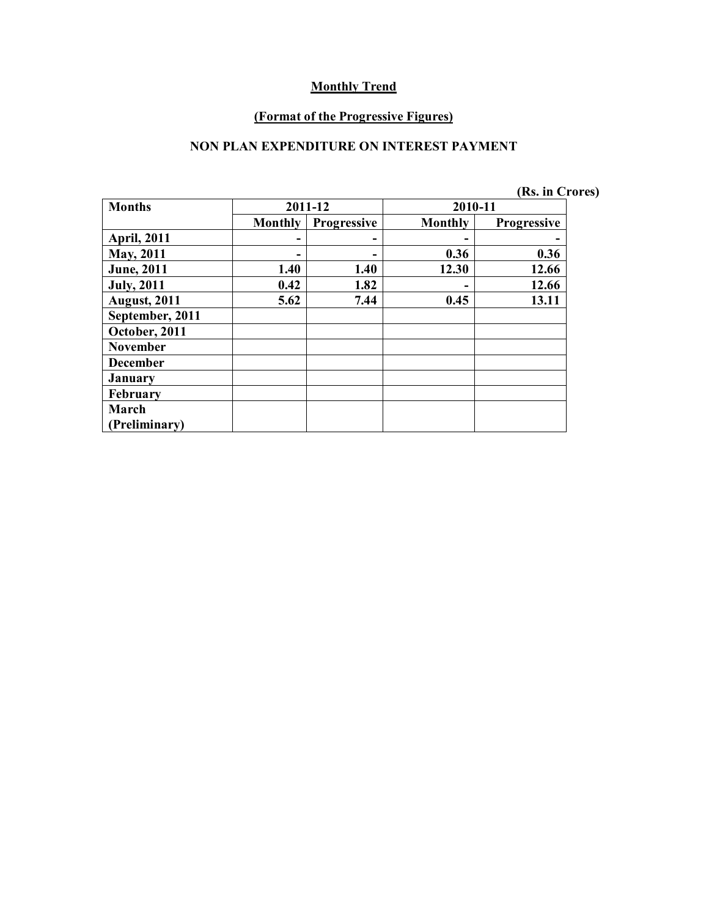**Monthly Trend**

**(Format of the Progressive Figures)**

**NON PLAN EXPENDITURE ON INTEREST PAYMENT**

(Rs. in Crores)

| Months | 2011-12 | | 2010-11 | |
|---|---|---|---|---|
| | Monthly | Progressive | Monthly | Progressive |
| April, 2011 | - | - | - | - |
| May, 2011 | - | - | 0.36 | 0.36 |
| June, 2011 | 1.40 | 1.40 | 12.30 | 12.66 |
| July, 2011 | 0.42 | 1.82 | - | 12.66 |
| August, 2011 | 5.62 | 7.44 | 0.45 | 13.11 |
| September, 2011 | | | | |
| October, 2011 | | | | |
| November | | | | |
| December | | | | |
| January | | | | |
| February | | | | |
| March (Preliminary) | | | | |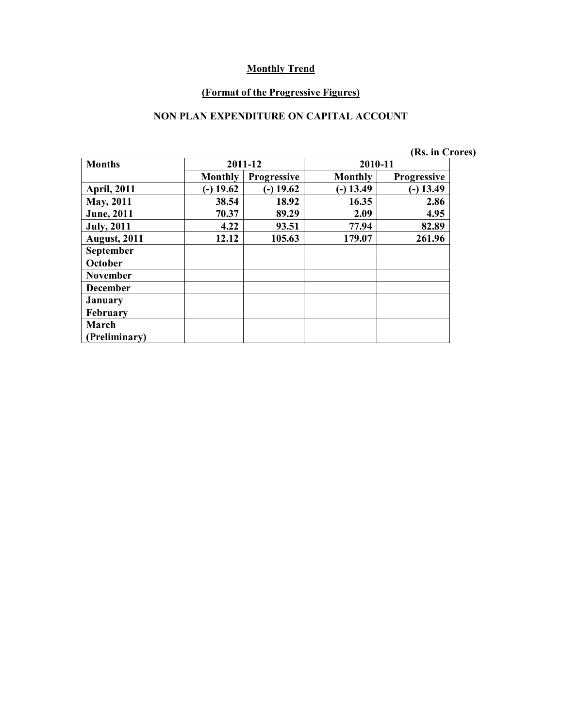**Monthly Trend**

**(Format of the Progressive Figures)**

**NON PLAN EXPENDITURE ON CAPITAL ACCOUNT**

(Rs. in Crores)

| Months | 2011-12 | | 2010-11 | |
|---|---|---|---|---|
| | Monthly | Progressive | Monthly | Progressive |
| April, 2011 | (-) 19.62 | (-) 19.62 | (-) 13.49 | (-) 13.49 |
| May, 2011 | 38.54 | 18.92 | 16.35 | 2.86 |
| June, 2011 | 70.37 | 89.29 | 2.09 | 4.95 |
| July, 2011 | 4.22 | 93.51 | 77.94 | 82.89 |
| August, 2011 | 12.12 | 105.63 | 179.07 | 261.96 |
| September | | | | |
| October | | | | |
| November | | | | |
| December | | | | |
| January | | | | |
| February | | | | |
| March (Preliminary) | | | | |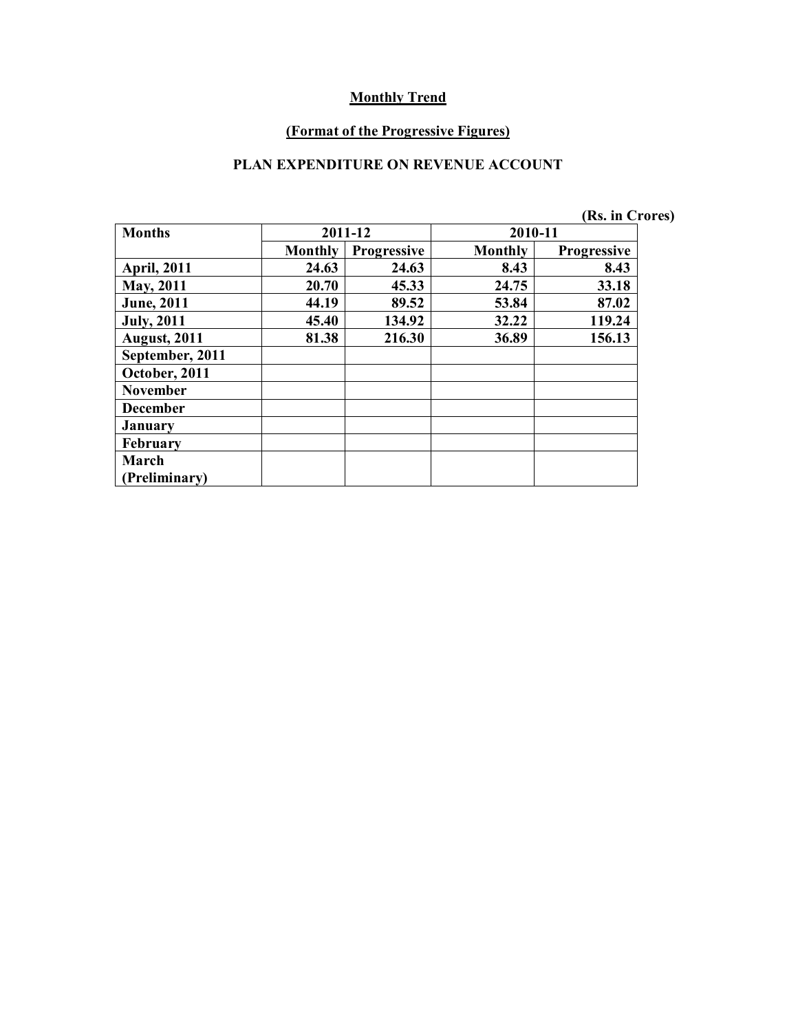**Monthly Trend**

**(Format of the Progressive Figures)**

**PLAN EXPENDITURE ON REVENUE ACCOUNT**

(Rs. in Crores)

| Months | 2011-12 | | 2010-11 | |
|---|---|---|---|---|
| | Monthly | Progressive | Monthly | Progressive |
| April, 2011 | 24.63 | 24.63 | 8.43 | 8.43 |
| May, 2011 | 20.70 | 45.33 | 24.75 | 33.18 |
| June, 2011 | 44.19 | 89.52 | 53.84 | 87.02 |
| July, 2011 | 45.40 | 134.92 | 32.22 | 119.24 |
| August, 2011 | 81.38 | 216.30 | 36.89 | 156.13 |
| September, 2011 | | | | |
| October, 2011 | | | | |
| November | | | | |
| December | | | | |
| January | | | | |
| February | | | | |
| March (Preliminary) | | | | |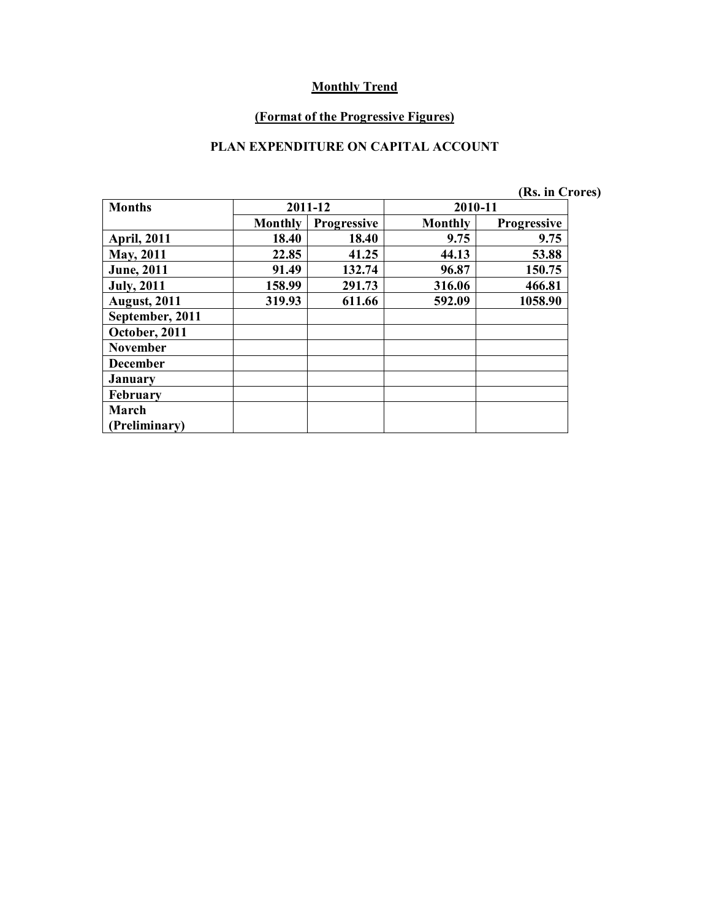## Monthly Trend

### (Format of the Progressive Figures)

### PLAN EXPENDITURE ON CAPITAL ACCOUNT

(Rs. in Crores)

| Months | 2011-12 | | 2010-11 | |
|---|---|---|---|---|
| | Monthly | Progressive | Monthly | Progressive |
| April, 2011 | 18.40 | 18.40 | 9.75 | 9.75 |
| May, 2011 | 22.85 | 41.25 | 44.13 | 53.88 |
| June, 2011 | 91.49 | 132.74 | 96.87 | 150.75 |
| July, 2011 | 158.99 | 291.73 | 316.06 | 466.81 |
| August, 2011 | 319.93 | 611.66 | 592.09 | 1058.90 |
| September, 2011 | | | | |
| October, 2011 | | | | |
| November | | | | |
| December | | | | |
| January | | | | |
| February | | | | |
| March (Preliminary) | | | | |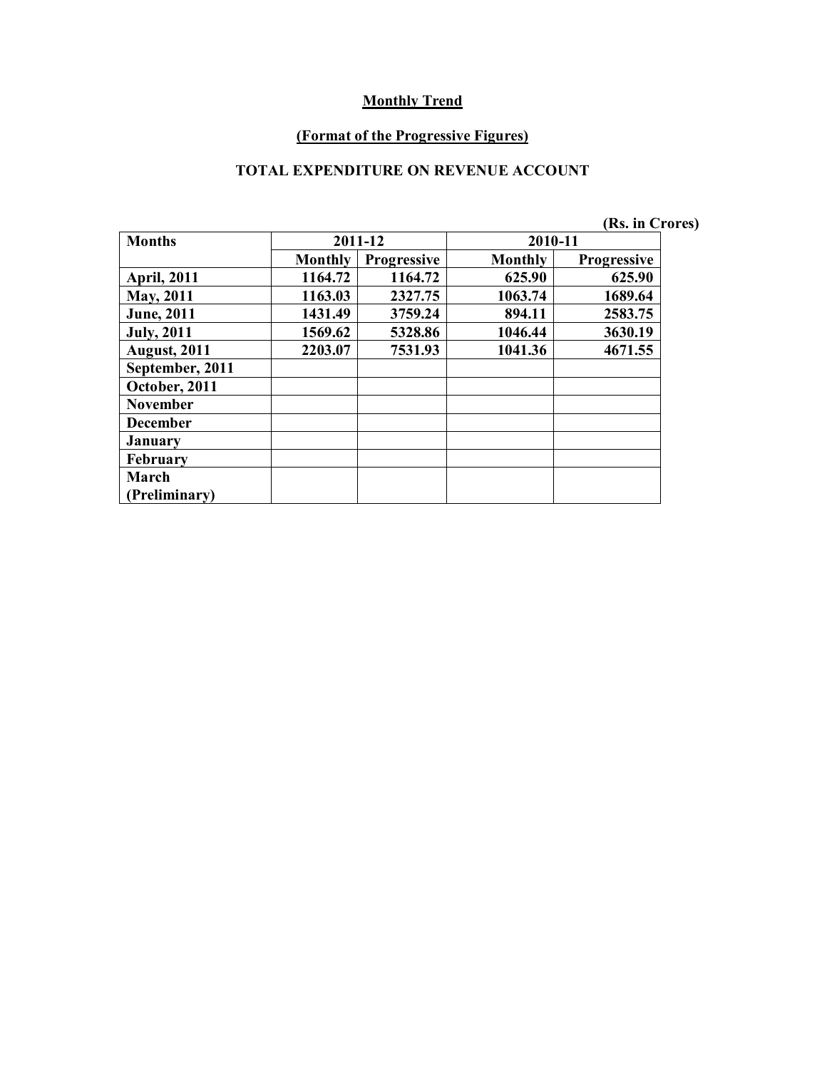## Monthly Trend

### (Format of the Progressive Figures)

### TOTAL EXPENDITURE ON REVENUE ACCOUNT

(Rs. in Crores)

| Months | 2011-12 | | 2010-11 | |
|---|---|---|---|---|
| | Monthly | Progressive | Monthly | Progressive |
| April, 2011 | 1164.72 | 1164.72 | 625.90 | 625.90 |
| May, 2011 | 1163.03 | 2327.75 | 1063.74 | 1689.64 |
| June, 2011 | 1431.49 | 3759.24 | 894.11 | 2583.75 |
| July, 2011 | 1569.62 | 5328.86 | 1046.44 | 3630.19 |
| August, 2011 | 2203.07 | 7531.93 | 1041.36 | 4671.55 |
| September, 2011 | | | | |
| October, 2011 | | | | |
| November | | | | |
| December | | | | |
| January | | | | |
| February | | | | |
| March (Preliminary) | | | | |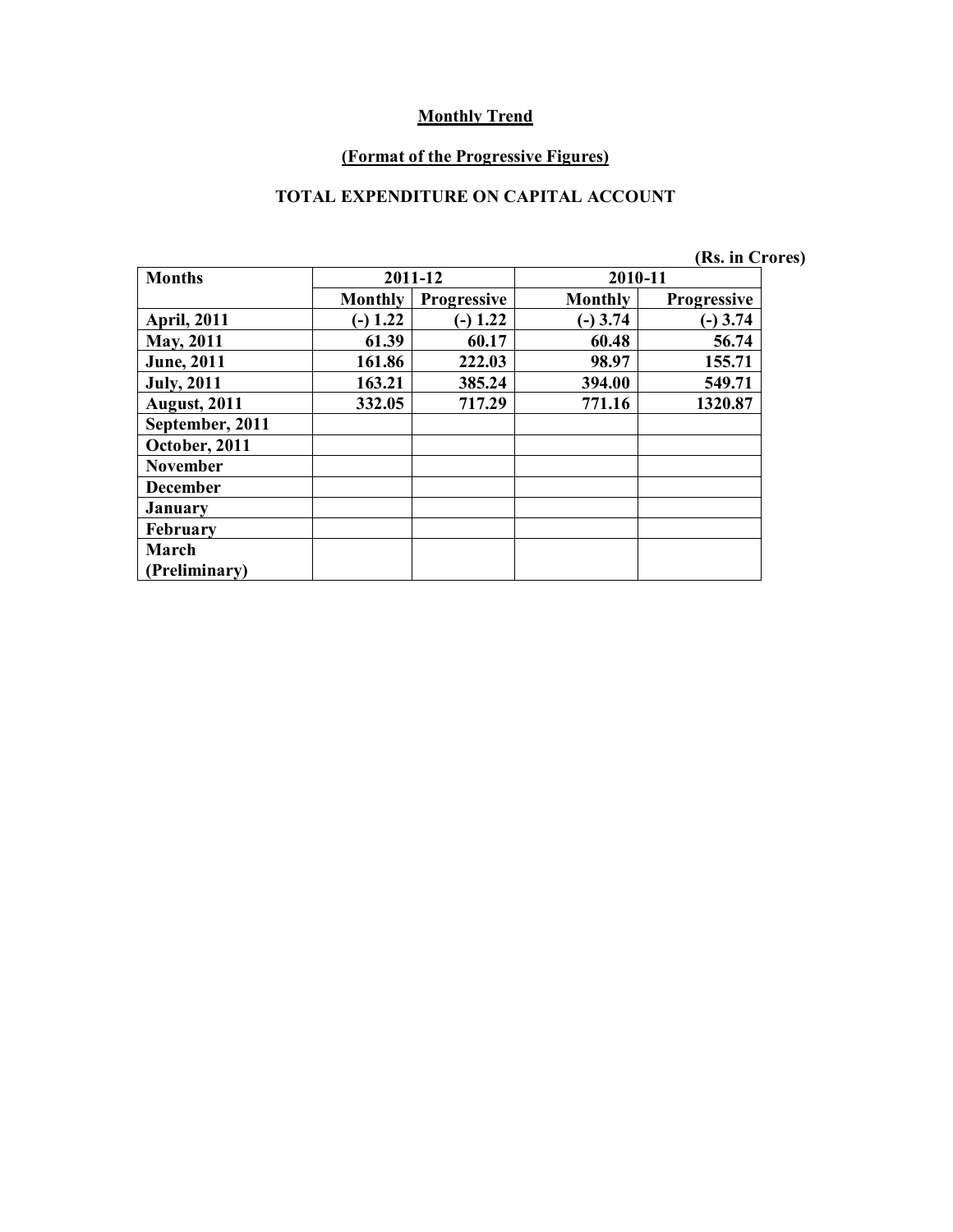**Monthly Trend**

**(Format of the Progressive Figures)**

**TOTAL EXPENDITURE ON CAPITAL ACCOUNT**

(Rs. in Crores)

| Months | 2011-12 | | 2010-11 | |
|---|---|---|---|---|
| | Monthly | Progressive | Monthly | Progressive |
| April, 2011 | (-) 1.22 | (-) 1.22 | (-) 3.74 | (-) 3.74 |
| May, 2011 | 61.39 | 60.17 | 60.48 | 56.74 |
| June, 2011 | 161.86 | 222.03 | 98.97 | 155.71 |
| July, 2011 | 163.21 | 385.24 | 394.00 | 549.71 |
| August, 2011 | 332.05 | 717.29 | 771.16 | 1320.87 |
| September, 2011 | | | | |
| October, 2011 | | | | |
| November | | | | |
| December | | | | |
| January | | | | |
| February | | | | |
| March (Preliminary) | | | | |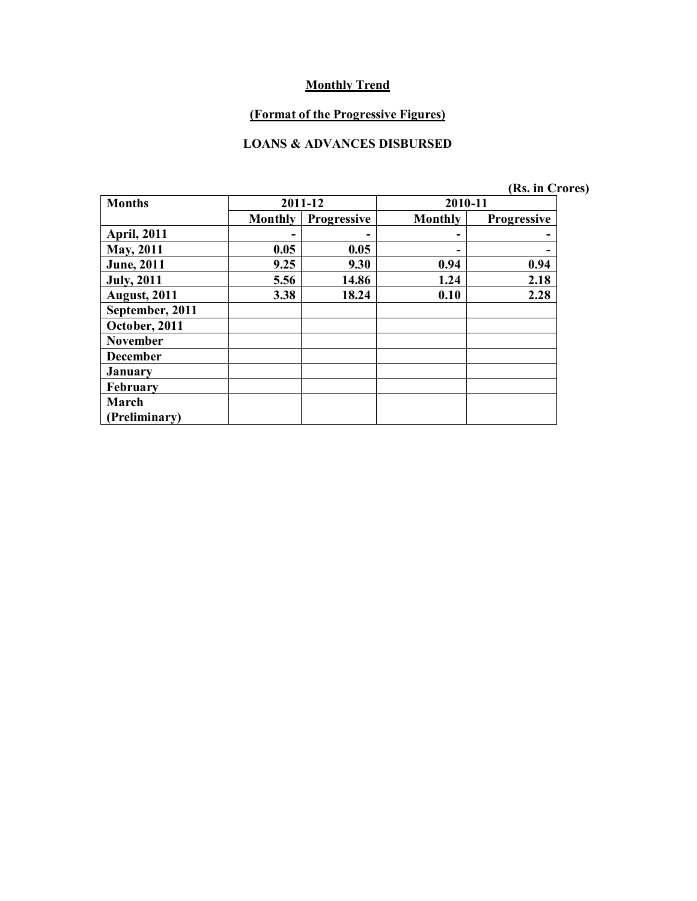**Monthly Trend**

**(Format of the Progressive Figures)**

**LOANS & ADVANCES DISBURSED**

(Rs. in Crores)

| Months | 2011-12 | | 2010-11 | |
|---|---|---|---|---|
| | Monthly | Progressive | Monthly | Progressive |
| April, 2011 | - | - | - | - |
| May, 2011 | 0.05 | 0.05 | - | - |
| June, 2011 | 9.25 | 9.30 | 0.94 | 0.94 |
| July, 2011 | 5.56 | 14.86 | 1.24 | 2.18 |
| August, 2011 | 3.38 | 18.24 | 0.10 | 2.28 |
| September, 2011 | | | | |
| October, 2011 | | | | |
| November | | | | |
| December | | | | |
| January | | | | |
| February | | | | |
| March (Preliminary) | | | | |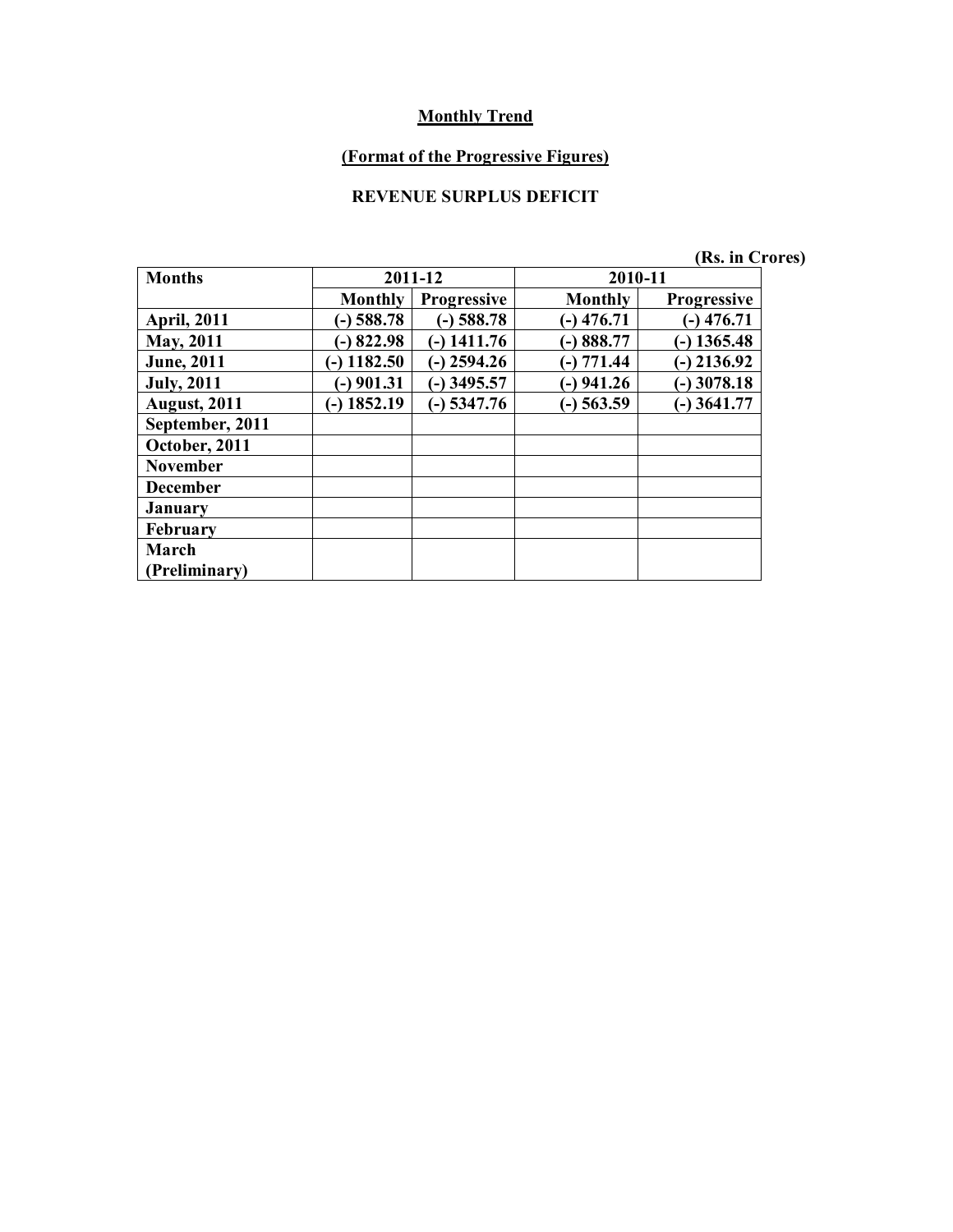**Monthly Trend**

**(Format of the Progressive Figures)**

**REVENUE SURPLUS DEFICIT**

(Rs. in Crores)

| Months | 2011-12 | | 2010-11 | |
|---|---|---|---|---|
| | Monthly | Progressive | Monthly | Progressive |
| April, 2011 | (-) 588.78 | (-) 588.78 | (-) 476.71 | (-) 476.71 |
| May, 2011 | (-) 822.98 | (-) 1411.76 | (-) 888.77 | (-) 1365.48 |
| June, 2011 | (-) 1182.50 | (-) 2594.26 | (-) 771.44 | (-) 2136.92 |
| July, 2011 | (-) 901.31 | (-) 3495.57 | (-) 941.26 | (-) 3078.18 |
| August, 2011 | (-) 1852.19 | (-) 5347.76 | (-) 563.59 | (-) 3641.77 |
| September, 2011 | | | | |
| October, 2011 | | | | |
| November | | | | |
| December | | | | |
| January | | | | |
| February | | | | |
| March (Preliminary) | | | | |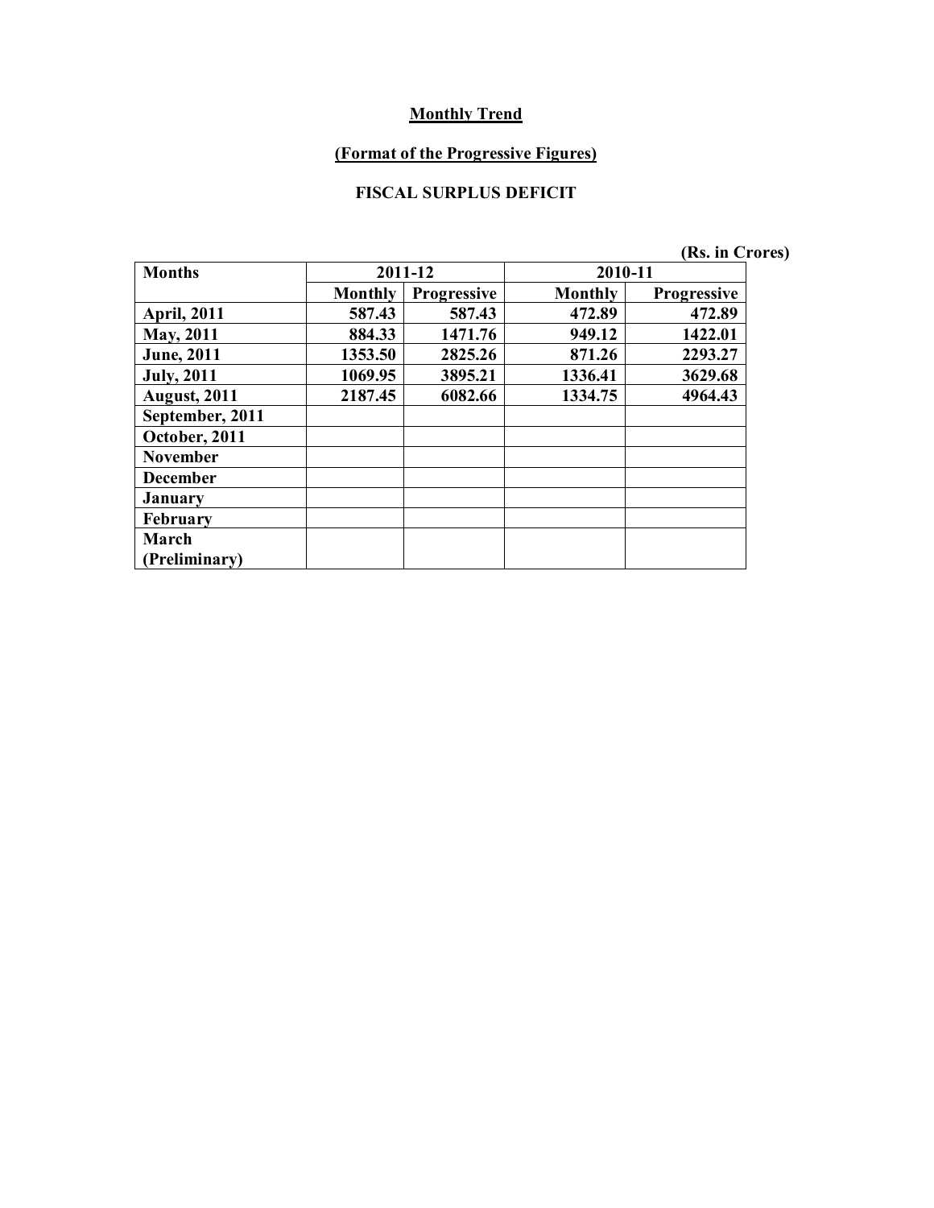**Monthly Trend**

**(Format of the Progressive Figures)**

**FISCAL SURPLUS DEFICIT**

(Rs. in Crores)

| Months | 2011-12 | | 2010-11 | |
|---|---|---|---|---|
| | Monthly | Progressive | Monthly | Progressive |
| April, 2011 | 587.43 | 587.43 | 472.89 | 472.89 |
| May, 2011 | 884.33 | 1471.76 | 949.12 | 1422.01 |
| June, 2011 | 1353.50 | 2825.26 | 871.26 | 2293.27 |
| July, 2011 | 1069.95 | 3895.21 | 1336.41 | 3629.68 |
| August, 2011 | 2187.45 | 6082.66 | 1334.75 | 4964.43 |
| September, 2011 | | | | |
| October, 2011 | | | | |
| November | | | | |
| December | | | | |
| January | | | | |
| February | | | | |
| March (Preliminary) | | | | |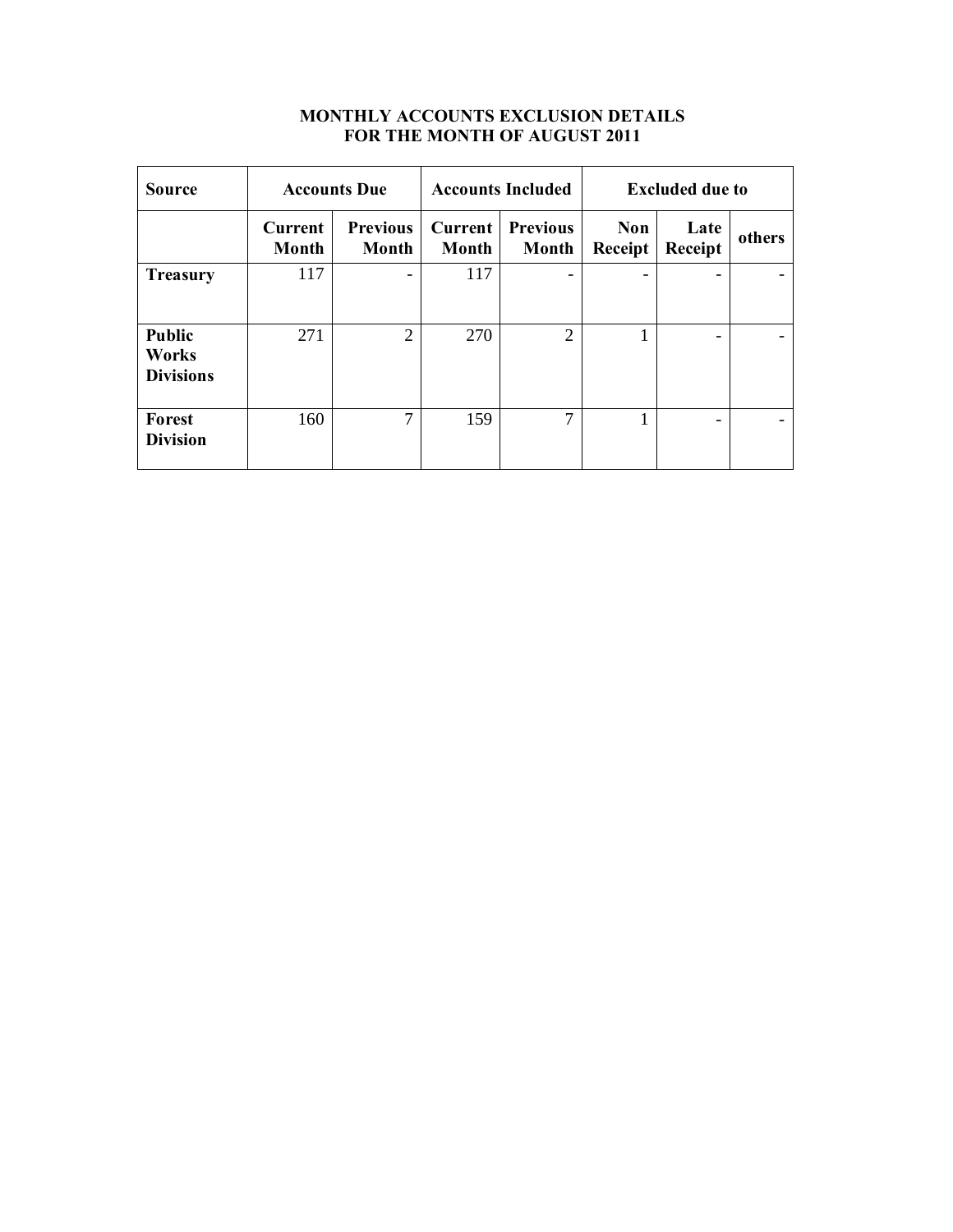**MONTHLY ACCOUNTS EXCLUSION DETAILS**
**FOR THE MONTH OF AUGUST 2011**

| Source | Accounts Due | | Accounts Included | | Excluded due to | | |
|---|---|---|---|---|---|---|---|
| | Current Month | Previous Month | Current Month | Previous Month | Non Receipt | Late Receipt | others |
| **Treasury** | 117 | - | 117 | - | - | - | - |
| **Public Works Divisions** | 271 | 2 | 270 | 2 | 1 | - | - |
| **Forest Division** | 160 | 7 | 159 | 7 | 1 | - | - |